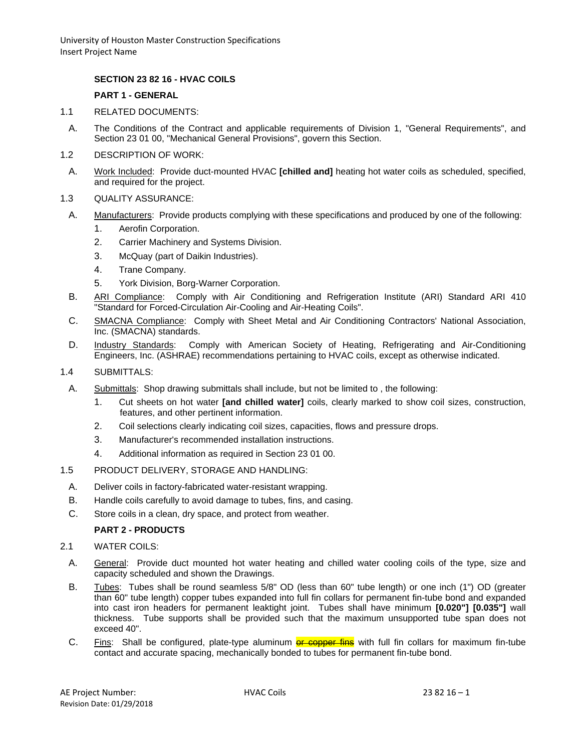## SECTION 23 82 16 - HVAC COILS

### PART 1 - GENERAL

1.1 RELATED DOCUMENTS:

A. The Conditions of the Contract and applicable requirements of Division 1, "General Requirements", and Section 23 01 00, "Mechanical General Provisions", govern this Section.

1.2 DESCRIPTION OF WORK:

A. Work Included: Provide duct-mounted HVAC **[chilled and]** heating hot water coils as scheduled, specified, and required for the project.

1.3 QUALITY ASSURANCE:

A. Manufacturers: Provide products complying with these specifications and produced by one of the following:

1. Aerofin Corporation.
2. Carrier Machinery and Systems Division.
3. McQuay (part of Daikin Industries).
4. Trane Company.
5. York Division, Borg-Warner Corporation.

B. ARI Compliance: Comply with Air Conditioning and Refrigeration Institute (ARI) Standard ARI 410 "Standard for Forced-Circulation Air-Cooling and Air-Heating Coils".

C. SMACNA Compliance: Comply with Sheet Metal and Air Conditioning Contractors' National Association, Inc. (SMACNA) standards.

D. Industry Standards: Comply with American Society of Heating, Refrigerating and Air-Conditioning Engineers, Inc. (ASHRAE) recommendations pertaining to HVAC coils, except as otherwise indicated.

1.4 SUBMITTALS:

A. Submittals: Shop drawing submittals shall include, but not be limited to , the following:

1. Cut sheets on hot water **[and chilled water]** coils, clearly marked to show coil sizes, construction, features, and other pertinent information.
2. Coil selections clearly indicating coil sizes, capacities, flows and pressure drops.
3. Manufacturer's recommended installation instructions.
4. Additional information as required in Section 23 01 00.

1.5 PRODUCT DELIVERY, STORAGE AND HANDLING:

A. Deliver coils in factory-fabricated water-resistant wrapping.

B. Handle coils carefully to avoid damage to tubes, fins, and casing.

C. Store coils in a clean, dry space, and protect from weather.

### PART 2 - PRODUCTS

2.1 WATER COILS:

A. General: Provide duct mounted hot water heating and chilled water cooling coils of the type, size and capacity scheduled and shown the Drawings.

B. Tubes: Tubes shall be round seamless 5/8" OD (less than 60" tube length) or one inch (1") OD (greater than 60" tube length) copper tubes expanded into full fin collars for permanent fin-tube bond and expanded into cast iron headers for permanent leaktight joint. Tubes shall have minimum **[0.020"] [0.035"]** wall thickness. Tube supports shall be provided such that the maximum unsupported tube span does not exceed 40".

C. Fins: Shall be configured, plate-type aluminum ~~or copper fins~~ with full fin collars for maximum fin-tube contact and accurate spacing, mechanically bonded to tubes for permanent fin-tube bond.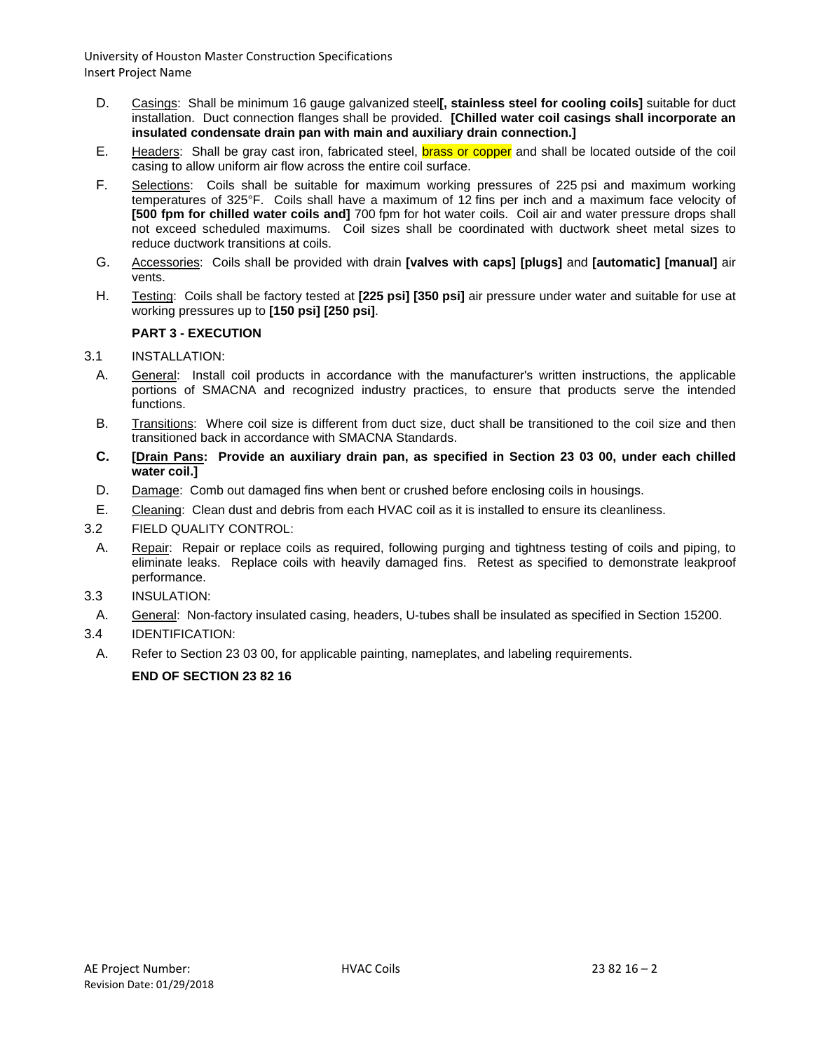D. Casings: Shall be minimum 16 gauge galvanized steel**[, stainless steel for cooling coils]** suitable for duct installation. Duct connection flanges shall be provided. **[Chilled water coil casings shall incorporate an insulated condensate drain pan with main and auxiliary drain connection.]**

E. Headers: Shall be gray cast iron, fabricated steel, brass or copper and shall be located outside of the coil casing to allow uniform air flow across the entire coil surface.

F. Selections: Coils shall be suitable for maximum working pressures of 225 psi and maximum working temperatures of 325°F. Coils shall have a maximum of 12 fins per inch and a maximum face velocity of **[500 fpm for chilled water coils and]** 700 fpm for hot water coils. Coil air and water pressure drops shall not exceed scheduled maximums. Coil sizes shall be coordinated with ductwork sheet metal sizes to reduce ductwork transitions at coils.

G. Accessories: Coils shall be provided with drain **[valves with caps] [plugs]** and **[automatic] [manual]** air vents.

H. Testing: Coils shall be factory tested at **[225 psi] [350 psi]** air pressure under water and suitable for use at working pressures up to **[150 psi] [250 psi]**.

## PART 3 - EXECUTION

3.1 INSTALLATION:

A. General: Install coil products in accordance with the manufacturer's written instructions, the applicable portions of SMACNA and recognized industry practices, to ensure that products serve the intended functions.

B. Transitions: Where coil size is different from duct size, duct shall be transitioned to the coil size and then transitioned back in accordance with SMACNA Standards.

**C. [Drain Pans: Provide an auxiliary drain pan, as specified in Section 23 03 00, under each chilled water coil.]**

D. Damage: Comb out damaged fins when bent or crushed before enclosing coils in housings.

E. Cleaning: Clean dust and debris from each HVAC coil as it is installed to ensure its cleanliness.

3.2 FIELD QUALITY CONTROL:

A. Repair: Repair or replace coils as required, following purging and tightness testing of coils and piping, to eliminate leaks. Replace coils with heavily damaged fins. Retest as specified to demonstrate leakproof performance.

3.3 INSULATION:

A. General: Non-factory insulated casing, headers, U-tubes shall be insulated as specified in Section 15200.

3.4 IDENTIFICATION:

A. Refer to Section 23 03 00, for applicable painting, nameplates, and labeling requirements.

**END OF SECTION 23 82 16**